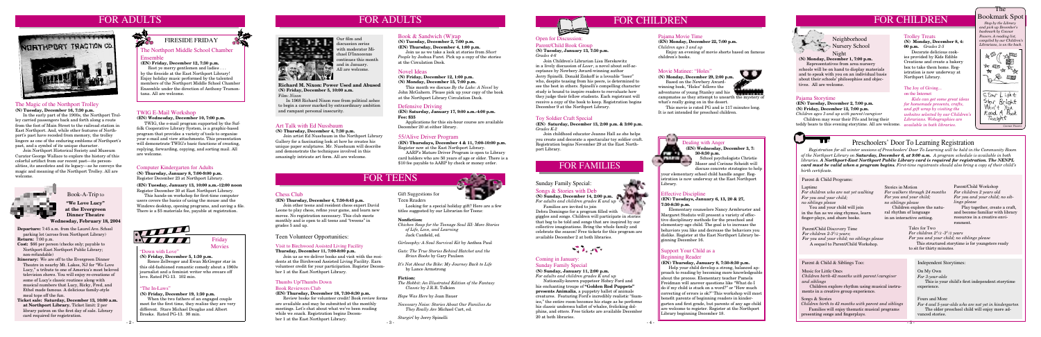# FOR ADULTS

## FIRESIDE FRIDAY

### The Northport Middle School Chamber Ensemble

**(EN) Friday, December 12, 7:30 p.m.**

Rest ye merry gentlemen and ladies . . . by the fireside at the East Northport Library! Enjoy holiday music performed by the talented members of the Northport Middle School Chamber Ensemble under the direction of Anthony Tramontana. All are welcome.

### The Magic of the Northport Trolley

**(N) Tuesday, December 16, 7:30 p.m.**

In the early part of the 1900s, the Northport Trolley carried passengers back and forth along a route from the foot of Main Street to the railroad station in East Northport. And, while other features of Northport's past have receded from memory, the trolley lingers as one of the enduring emblems of Northport's past, and a symbol of its unique character.

Join Northport Historical Society and Museum Curator George Wallace to explore the history of this colorful artifact from our recent past—its personalities, its anecdotes and its legacy—as he conveys the magic and meaning of the Northport Trolley. All are welcome.

## Book-A-Trip to "We Love Lucy" at the Evergreen Dinner Theatre

**Wednesday, February 18, 2004**

**Departure:** 7:45 a.m. from the Laurel Ave. School parking lot (across from Northport Library)
**Return:** 7:00 p.m.
**Cost:** $66 per person (checks only; payable to Northport-East Northport Public Library; non-refundable)
**Itinerary:** We are off to the Evergreen Dinner Theatre in nearby Mt. Lakes, NJ for "We Love Lucy," a tribute to one of America's most beloved television shows. You will enjoy re-creations of some of Lucy's classic routines along with musical numbers that Lucy, Ricky, Fred, and Ethel made famous. A delicious family-style meal tops off the fun.
**Ticket sale: Saturday, December 13, 10:00 a.m. at Northport Library.** Ticket limit: 2 per library patron on the first day of sale. Library card required for registration.

Our film and discussion series with moderator Michael D'Innocenzo continues this month and in January. All are welcome.

**Richard M. Nixon: Power Used and Abused**
**(N) Friday, December 5, 10:00 a.m.**
Film: *Nixon*

In 1968 Richard Nixon rose from political ashes to begin a career marked by extraordinary ambition and rampant personal insecurity.

### TWIG E-Mail Workshop

**(EN) Wednesday, December 10, 7:00 p.m.**

TWIG, the e-mail program supported by the Suffolk Cooperative Library System, is a graphic-based program that provides a variety of tools to organize your e-mail and view attachments. This presentation will demonstrate TWIG's basic functions of creating, replying, forwarding, copying, and sorting mail. All are welcome.

### Art Talk with Ed Nussbaum

**(N) Thursday, December 4, 7:30 p.m.**

Join artist Ed Nussbaum in the Northport Library Gallery for a fascinating look at how he creates his unique copper sculpture. Mr. Nussbaum will describe and demonstrate the techniques involved in these amazingly intricate art form. All are welcome.

### Computer Kindergarten for Adults

**(N) Thursday, January 8, 7:00-9:00 p.m.**
Register December 23 at Northport Library.

**(EN) Tuesday, January 13, 10:00 a.m.-12:00 noon**
Register December 30 at East Northport Library.

This hands-on workshop for first-time computer users covers the basics of using the mouse and the Windows desktop, opening programs, and saving a file. There is a $5 materials fee, payable at registration.

## Friday Movies

**"Down with Love"**
**(N) Friday, December 5, 1:30 p.m.**

Renee Zellweger and Ewan McGregor star in this old-fashioned romantic comedy about a 1960s journalist and a feminist writer who swears off love. Rated PG-13. 102 min.

**"The In-Laws"**
**(N) Friday, December 19, 1:30 p.m.**

When the two fathers of an engaged couple meet for the first time, they realize they are very different. Stars Michael Douglas and Albert Brooks. Rated PG-13. 98 min.

### Book & Sandwich (W)rap

**(N) Tuesday, December 2, 7:00 p.m.**
**(EN) Thursday, December 4, 1:00 p.m.**

Join us as we take a look at stories from *Short People* by Joshua Furst. Pick up a copy of the stories at the Circulation Desk.

### Novel Ideas

**(N) Friday, December 12, 1:00 p.m.**
**(N) Monday, December 15, 7:00 p.m.**

This month we discuss *By the Lake: A Novel* by John McGahern. Please pick up your copy of the book at the Northport Library Circulation Desk.

### Defensive Driving

**(EN) Saturday, January 17, 9:00 a.m.-4:00 p.m.**
**Fee: $35**

Applications for this six-hour course are available December 20 at either library.

### 55/Alive Driver Program

**(EN) Thursdays, December 4 & 11, 7:00-10:00 p.m.**
Register now at the East Northport Library.

AARP's Mature Driver Program is open to Library card holders who are 50 years of age or older. There is a $10 fee payable to AARP by check or money order.

# FOR TEENS

### Chess Club

**(EN) Thursday, December 4, 7:30-8:45 p.m.**

Join other teens and resident chess expert David Leone to play chess, refine your game, and learn new moves. No registration necessary. This club meets monthly and is open to all teens and "tweens" in grades 5 and up.

### Teen Volunteer Opportunities:

**Visit to Birchwood Assisted Living Facility**
**Thursday, December 11, 7:00-8:00 p.m.**

Join us as we deliver books and visit with the residents at the Birchwood Assisted Living Facility. Earn volunteer credit for your participation. Register December 1 at the East Northport Library.

**Thumbs Up/Thumbs Down Book Reviewers Club**
**(EN) Tuesday, December 18, 7:30-8:30 p.m.**

Review books for volunteer credit! Book review forms are available and may be submitted at the monthly meetings. Let's chat about what we've been reading while we snack. Registration begins December 1 at the East Northport Library.

### Gift Suggestions for Teen Readers

Looking for a special holiday gift? Here are a few titles suggested by our Librarian for Teens:

**Nonfiction:**

*Chicken Soup for the Teenage Soul III: More Stories of Life, Love, and Learning* Jack Canfield, ed.

*Girlosophy: A Soul Survival Kit* by Anthea Paul

*Guts: The True Stories Behind Hatchet and the Brian Books* by Gary Paulsen

*It's Not About the Bike: My Journey Back to Life* by Lance Armstrong

**Fiction:**

*The Hobbit: An Illustrated Edition of the Fantasy Classic* by J.R.R. Tolkien

*Hope Was Here* by Joan Bauer

*Necessary Noise: Stories About Our Families As They Really Are* Michael Cart, ed.

*Stargirl* by Jerry Spinelli

# FOR CHILDREN

### Open for Discussion: Parent/Child Book Group

**(N) Tuesday, January 13, 7:30 p.m.**
*Grades 4-6*

Join Children's Librarian Lisa Herskowitz in a lively discussion of *Loser*, a novel about self-acceptance by Newbery Award-winning author Jerry Spinelli. Donald Zinkoff is a lovable "loser" who, despite teasing from his peers, is determined to see the best in others. Spinelli's compelling character study is bound to inspire readers to reevaluate how they judge their fellow students. Each registrant will receive a copy of the book to keep. Registration begins December 9 at the Northport Library.

### Toy Soldier Craft Special

**(EN) Saturday, December 13, 2:00 p.m. & 3:00 p.m.**
*Grades K-2*

Join childhood educator Jeanne Hall as she helps you create and decorate a spectacular toy soldier craft. Registration begins November 29 at the East Northport Library.

### Pajama Movie Time

**(EN) Monday, December 22, 7:00 p.m.**
*Children ages 3 and up*

Enjoy an evening of movie shorts based on famous children's books.

### Movie Matinee: "Holes"

**(N) Monday, December 29, 2:00 p.m.**

Based on the Newbery Award-winning book, "Holes" follows the adventures of young Stanley and his campmates as they attempt to unearth the mystery of what's really going on in the desert.

This movie is rated PG and is 117 minutes long. It is not intended for preschool children.

# FOR FAMILIES

### Sunday Family Special: Songs & Stories with Deb

**(N) Sunday, December 14, 2:00 p.m.**
*For adults and children grades K and up*

Families are invited to join Debra Domingos for a program filled with giggles and songs. Children will participate in stories that beg to be told and songs that are inspired by our collective imaginations. Bring the whole family and celebrate the season! Free tickets for this program are available December 2 at both libraries.

### Coming in January: Sunday Family Special

**(N) Sunday, January 11, 2:00 p.m.**
*For adults and children grades K and up*

Nationally-known puppeteer Hobey Ford and his enchanting troupe of **"Golden Rod Puppets" presents Animalia**, a puppetry ballet of animal creatures. Featuring Ford's incredibly realistic "foamies," the entire room becomes his stage as he performs his classic undersea ballet of whales, frolicking dolphins, and otters. Free tickets are available December 20 at both libraries.

### Dealing with Anger

**(EN) Wednesday, December 3, 7:30-8:30 p.m.**

School psychologists Christie Moser and Corinne Schmidt will discuss concrete strategies to help your elementary school child handle anger. Registration is now underway at the East Northport Library.

### Effective Discipline

**(EN) Tuesdays, January 6, 13, 20 & 27, 7:30-8:30 p.m.**

Elementary counselors Nancy Armbruster and Margaret Studuto will present a variety of effective disciplinary methods for the preschool and elementary-age child. The goal is to increase the behaviors you like and decrease the behaviors you dislike. Register at the East Northport Library beginning December 16.

### Support Your Child as a Beginning Reader

**(EN) Thursday, January 8, 7:30-8:30 p.m.**

Help your child develop a strong, balanced approach to reading by becoming more knowledgeable about the process. Elementary teacher Pamela Friedman will answer questions like "What do I do if my child is stuck on a word?" or "How much correcting of errors is ok?" This workshop will meet benefit parents of beginning readers in kindergarten and first grade, but parents of any age child are welcome to register. Register at the Northport Library beginning December 18.

# FOR CHILDREN

### Neighborhood Nursery School Night

**(N) Monday, December 1, 7:00 p.m.**

Representatives from area nursery schools will be on hand to display materials and to speak with you on an individual basis about their schools' philosophies and objectives. All are welcome.

### Trolley Treats

**(N) Monday, December 8, 4:00 p.m.** *Grades 2-5*

Decorate delicious cookies provided by Kids Edible Creations and create a bakery box to take them home. Registration is now underway at Northport Library.

### Pajama Storytime

**(EN) Tuesday, December 2, 7:00 p.m.**
**(N) Friday, December 12, 7:00 p.m.**
*Children ages 3 and up with parent/caregiver*

Children may wear their PJs and bring their teddy bears to this evening storytime. All are welcome.

### The Joy of Giving... on the Internet

*Kids can get some great ideas for homemade presents, crafts, and gift wrap by visiting the websites selected by our Children's Librarians. Webographies are available in both libraries.*

### The Bookmark Spot

*Stop by the Library and pick up December's bookmark by Connor Powers. A reading list, compiled by our Children's Librarians, is on the back.*

## Preschoolers' Door To Learning Registration

*Registration for all winter sessions of Preschoolers' Door To Learning will be held in the Community Room of the Northport Library on* ***Saturday, December 6, at 9:00 a.m.*** *A program schedule is available in both libraries.* ***A Northport-East Northport Public Library card is required for registration. The NENPL card must be valid when a program begins.*** *First-time registrants should also bring a copy of their child's birth certificate.*

### Parent & Child Programs:

**Laptime**
*For children who are not yet walking*
*For you and your child; no siblings please*

You and your child will join in the fun as we sing rhymes, learn finger-plays, and share books.

**Parent/Child Discovery Time**
*For children 2-3½ years;*
*For you and your child; no siblings please*

A sequel to Parent/Child Workshop.

**Stories in Motion**
*For walkers through 24 months*
*For you and your child; no siblings please*

Children explore the natural rhythm of language in an interactive setting.

**Parent/Child Workshop**
*For children 2 years old*
*For you and your child; no siblings please*

Play together, create a craft, and become familiar with library resources in a creative environment.

**Tales for Two**
*For children 2½-3½ years*
*For you and your child; no siblings please*

This structured storytime is for youngsters ready to sit for thirty minutes.

### Parent & Child & Siblings Too:

**Music for Little Ones**
*Children birth-42 months with parent/caregiver and siblings*

Children explore rhythm using musical instruments in a creative group experience.

**Songs & Stories**
*Children birth to 42 months with parent and siblings*

Families will enjoy thematic musical programs presenting songs and fingerplays.

### Independent Storytimes:

**On My Own**
*For 3-year-olds*

This is your child's first independent storytime experience.

**Fours and More**
*For 4 and 5-year-olds who are not yet in kindergarten*

The older preschool child will enjoy more advanced stories.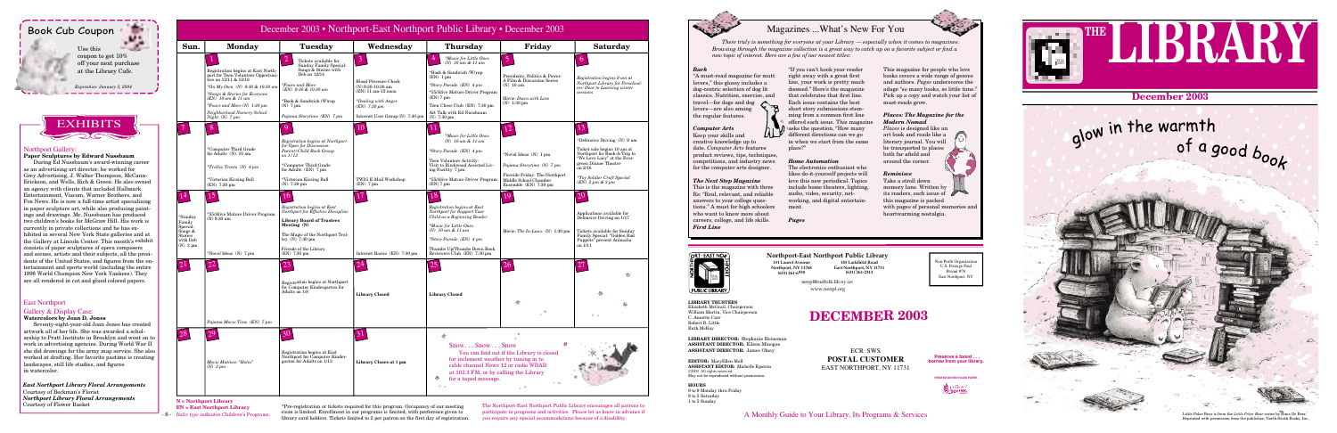## Book Cub Coupon

Use this coupon to get 10% off your next purchase at the Library Cafe.

*Expiration: January 3, 2004*

## EXHIBITS

### Northport Gallery:

**Paper Sculptures by Edward Nussbaum**

During Ed Nussbaum's award-winning career as an advertising art director, he worked for Grey Advertising, J. Walter Thompson, McCann-Erickson, and Wells, Rich & Green. He also owned an agency with clients that included Hallmark Entertainment, Viacom, Warner Brothers, and Fox News. He is now a full-time artist specializing in paper sculpture art, while also producing paintings and drawings. Mr. Nussbaum has produced two children's books for McGraw Hill. His work is currently in private collections and he has exhibited in several New York State galleries and at the Gallery at Lincoln Center. This month's exhibit consists of paper sculptures of opera composers and scenes, artists and their subjects, all the presidents of the United States, and figures from the entertainment and sports world (including the entire 1996 World Champion New York Yankees). They are all rendered in cut and glued colored papers.

### East Northport Gallery & Display Case:

**Watercolors by Joan D. Jones**

Seventy-eight-year-old Joan Jones has created artwork all of her life. She was awarded a scholarship to Pratt Institute in Brooklyn and went on to work in advertising agencies. During World War II she did drawings for the army map service. She also worked at drafting. Her favorite pastime is creating landscapes, still life studies, and figures in watercolor.

*East Northport Library Floral Arrangements*
Courtesy of Beckman's Florist
*Northport Library Floral Arrangements*
Courtesy of Flower Basket

## December 2003 • Northport-East Northport Public Library • December 2003

| Sun. | Monday | Tuesday | Wednesday | Thursday | Friday | Saturday |
|---|---|---|---|---|---|---|
| | **1** Registration begins at East Northport for Teen Volunteer Opportunities on 12/11 & 12/18; *On My Own (N) 9:30 & 10:30 am*; *Songs & Stories for Everyone (EN) 10 am & 11 am*; *Pизза and More (N) 1:30 pm*; *Neighborhood Nursery School Night (N) 7 pm* | **2** Tickets available for Sunday Family Special Songs & Stories with Deb on 12/14; *Pизза and More (EN) 9:30 & 10:30 am*; *Book & Sandwich (W)rap (N) 7 pm*; *Pajama Storytime (EN) 7 pm* | **3** Blood Pressure Check (N) 9:30-10:30 am (EN) 11 am-12 noon; *Dealing with Anger (EN) 7:30 pm*; Internet User Group (N) 7:30 pm | **4** *Music for Little Ones (N) 10 am & 11 am*; *Book & Sandwich (W)rap (EN) 1 pm*; *Story Parade (EN) 4 pm*; *55/Alive Mature Driver Program (EN) 7 pm*; Teen Chess Club (EN) 7:30 pm; Art Talk with Ed Nussbaum (N) 7:30 pm | **5** Presidents, Politics & Power: A Film & Discussion Series (N) 10 am; *Movie: Down with Love (N) 1:30 pm* | **6** *Registration begins 9 am at Northport Library for Preschoolers' Door to Learning winter sessions* |
| **7** | **8** *Computer Third Grade for Adults (N) 10 am*; *Trolley Treats (N) 4 pm*; *Victorian Kissing Ball (EN) 7:30 pm* | **9** *Registration begins at Northport for Open for Discussion*; *Parent/Child Book Group on 1/13*; *Computer Third Grade for Adults (EN) 7 pm*; *Victorian Kissing Ball (N) 7:30 pm* | **10** TWIG E-Mail Workshop (EN) 7 pm | **11** *Music for Little Ones (N) 10 am & 11 am*; *Story Parade (EN) 4 pm*; Teen Volunteer Activity: Visit to Birchwood Assisted Living Facility 7 pm; *55/Alive Mature Driver Program (EN) 7 pm* | **12** *Novel Ideas (N) 1 pm*; *Pajama Storytime (N) 7 pm*; Fireside Friday: The Northport Middle School Chamber Ensemble (EN) 7:30 pm | **13** *Defensive Driving (N) 9 am*; Ticket sale begins 10 am at Northport for Rock-A-Trip to "We Love Lucy" at the Rivergreen Dinner Theatre on 2/28; *Toy Soldier Craft Special (EN) 2 pm & 3 pm* |
| **14** *Sunday Family Special: Songs & Stories with Deb (N) 2 pm* | **15** *55/Alive Mature Driver Program (N) 9:30 am*; *Novel Ideas (N) 7 pm* | **16** *Registration begins at East Northport for Effective Discipline*; **Library Board of Trustees Meeting (N)**; The Magic of the Northport Trolley (N) 7:30 pm; Friends of the Library (EN) 7:30 pm | **17** Internet Basics (EN) 7:30 pm | **18** *Registration begins at East Northport for Support Your Child as a Beginning Reader*; *Music for Little Ones (N) 10 am & 11 am*; *Story Parade (EN) 4 pm*; Thumbs Up/Thumbs Down Book Reviewers Club (EN) 7:30 pm | **19** *Movie: The In-Laws (N) 1:30 pm* | **20** Applications available for Defensive Driving on 1/17; Tickets available for Sunday Family Special "Golden Rod Puppets" present Animalia on 1/11 |
| **21** | **22** *Pajama Movie Time (EN) 7 pm* | **23** *Registration begins at Northport for Computer Kindergarten for Adults on 1/5* | **24** **Library Closed** | **25** **Library Closed** | **26** | **27** |
| **28** | **29** *Movie Matinee: "Holes" (N) 2 pm* | **30** Registration begins at East Northport for Computer Kindergarten for Adults on 1/13 | **31** **Library Closes at 1 pm** | Snow . . . Snow . . . Snow You can find out if the Library is closed for inclement weather by tuning in to cable channel News 12 or radio WBAB at 102.3 FM, or by calling the Library for a taped message. | | |

**N = Northport Library**
**EN = East Northport Library**
*Italic type* indicates Children's Programs.

\*Pre-registration or tickets required for this program. Occupancy of our meeting room is limited. Enrollment in our programs is limited, with preference given to library card holders. Tickets limited to 2 per patron on the first day of registration.

The Northport-East Northport Public Library encourages all patrons to participate in programs and activities. Please let us know in advance if you require any special accommodations because of a disability.

## Magazines ...What's New For You

*There truly is something for everyone at your Library — especially when it comes to magazines. Browsing through the magazine collection is a great way to catch up on a favorite subject or find a new topic of interest. Here are a few of our newest titles:*

### Bark
"A must-read magazine for mutt lovers," this glossy includes a dog-centric selection of dog lit classics. Nutrition, exercise, and travel—for dogs and dog lovers—are also among the regular features.

### Computer Arts
Keep your skills and creative knowledge up to date. *Computer Arts* features product reviews, tips, techniques, competitions, and industry news for the computer arts designer.

### The Next Step Magazine
This is the magazine with three Rs: "Real, relevant, and reliable answers to your college questions." A must for high schoolers who want to know more about careers, college, and life skills.

### First Line
"If you can't hook your reader right away with a great first line, your work is pretty much doomed." Here's the magazine that celebrates that first line. Each issue contains the best short story submissions stemming from a common first line offered each issue. This magazine asks the question, "How many different directions can we go in when we start from the same place?"

### Home Automation
The electronics enthusiast who likes do-it-yourself projects will love this new periodical. Topics include home theaters, lighting, audio, video, security, networking, and digital entertainment.

### Pages
This magazine for people who love books covers a wide range of genres and authors. *Pages* underscores the adage "so many books, so little time." Pick up a copy and watch your list of must-reads grow.

### Places: The Magazine for the Modern Nomad
*Places* is designed like an art book and reads like a literary journal. You will be transported to places both far afield and around the corner.

### Reminisce
Take a stroll down memory lane. Written by its readers, each issue of this magazine is packed with pages of personal memories and heartwarming nostalgia.

**Northport-East Northport Public Library**
151 Laurel Avenue, Northport, NY 11768, (631) 261-6930
185 Larkfield Road, East Northport, NY 11731, (631) 261-2313

nenpl@suffolk.lib.ny.us
www.nenpl.org

Non Profit Organization
U.S. Postage Paid
Permit #78
East Northport, NY

**LIBRARY TRUSTEES**
Elizabeth McCreary, Chairperson
William Martin, Vice Chairperson
C. Annette Cano
Robert E. Little
Ruth McKay

**LIBRARY DIRECTOR:** Stephanie Heineman
**ASSISTANT DIRECTOR:** Eileen Minogue
**ASSISTANT DIRECTOR:** James Olney

**EDITOR:** MaryEllen Moll
**ASSISTANT EDITOR:** Michelle Epstein
©2003 All rights reserved.
May not be reproduced without permission.

**HOURS**
9 to 9 Monday thru Friday
9 to 5 Saturday
1 to 5 Sunday

# DECEMBER 2003

ECR SWS
**POSTAL CUSTOMER**
EAST NORTHPORT, NY 11731

Preserve a forest . . . borrow from your library.

PRINTED ON RECYCLED PAPER

A Monthly Guide to Your Library, Its Programs & Services

# THE LIBRARY

**December 2003**

glow in the warmth of a good book

Little Polar Bear is from the *Little Polar Bear* series by Hans De Beer. Reprinted with permission from the publisher, North-South Books, Inc.